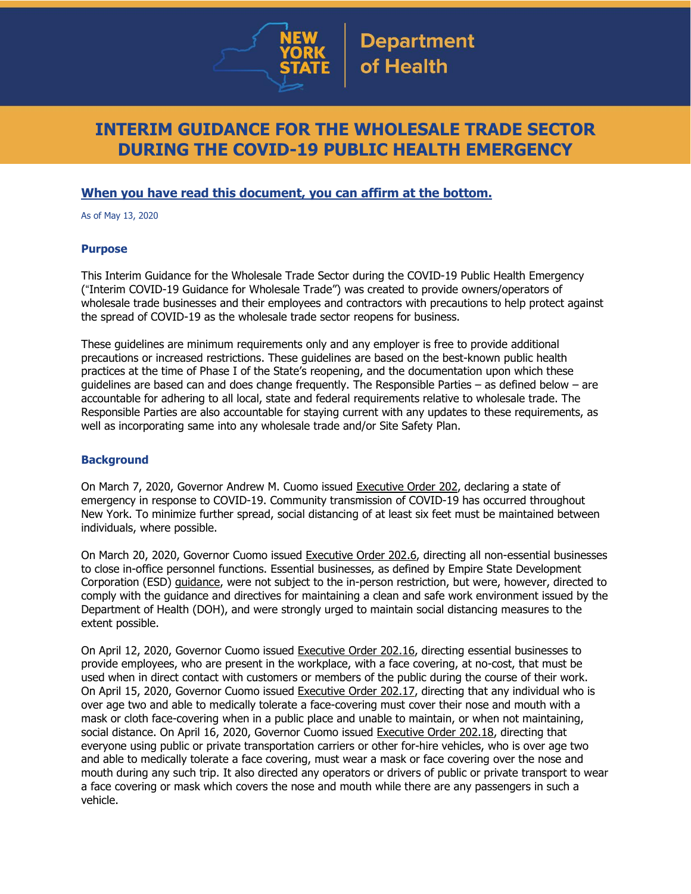New York State Department of Health

# INTERIM GUIDANCE FOR THE WHOLESALE TRADE SECTOR DURING THE COVID-19 PUBLIC HEALTH EMERGENCY

**When you have read this document, you can affirm at the bottom.**

As of May 13, 2020

### Purpose

This Interim Guidance for the Wholesale Trade Sector during the COVID-19 Public Health Emergency ("Interim COVID-19 Guidance for Wholesale Trade") was created to provide owners/operators of wholesale trade businesses and their employees and contractors with precautions to help protect against the spread of COVID-19 as the wholesale trade sector reopens for business.

These guidelines are minimum requirements only and any employer is free to provide additional precautions or increased restrictions. These guidelines are based on the best-known public health practices at the time of Phase I of the State's reopening, and the documentation upon which these guidelines are based can and does change frequently. The Responsible Parties – as defined below – are accountable for adhering to all local, state and federal requirements relative to wholesale trade. The Responsible Parties are also accountable for staying current with any updates to these requirements, as well as incorporating same into any wholesale trade and/or Site Safety Plan.

### Background

On March 7, 2020, Governor Andrew M. Cuomo issued Executive Order 202, declaring a state of emergency in response to COVID-19. Community transmission of COVID-19 has occurred throughout New York. To minimize further spread, social distancing of at least six feet must be maintained between individuals, where possible.

On March 20, 2020, Governor Cuomo issued Executive Order 202.6, directing all non-essential businesses to close in-office personnel functions. Essential businesses, as defined by Empire State Development Corporation (ESD) guidance, were not subject to the in-person restriction, but were, however, directed to comply with the guidance and directives for maintaining a clean and safe work environment issued by the Department of Health (DOH), and were strongly urged to maintain social distancing measures to the extent possible.

On April 12, 2020, Governor Cuomo issued Executive Order 202.16, directing essential businesses to provide employees, who are present in the workplace, with a face covering, at no-cost, that must be used when in direct contact with customers or members of the public during the course of their work. On April 15, 2020, Governor Cuomo issued Executive Order 202.17, directing that any individual who is over age two and able to medically tolerate a face-covering must cover their nose and mouth with a mask or cloth face-covering when in a public place and unable to maintain, or when not maintaining, social distance. On April 16, 2020, Governor Cuomo issued Executive Order 202.18, directing that everyone using public or private transportation carriers or other for-hire vehicles, who is over age two and able to medically tolerate a face covering, must wear a mask or face covering over the nose and mouth during any such trip. It also directed any operators or drivers of public or private transport to wear a face covering or mask which covers the nose and mouth while there are any passengers in such a vehicle.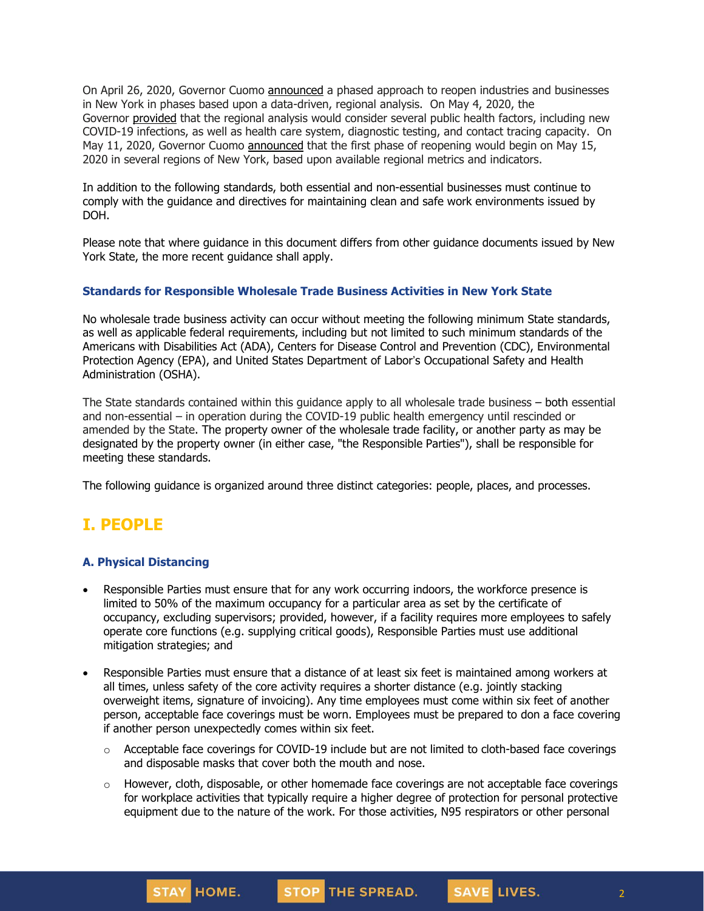On April 26, 2020, Governor Cuomo announced a phased approach to reopen industries and businesses in New York in phases based upon a data-driven, regional analysis. On May 4, 2020, the Governor provided that the regional analysis would consider several public health factors, including new COVID-19 infections, as well as health care system, diagnostic testing, and contact tracing capacity. On May 11, 2020, Governor Cuomo announced that the first phase of reopening would begin on May 15, 2020 in several regions of New York, based upon available regional metrics and indicators.

In addition to the following standards, both essential and non-essential businesses must continue to comply with the guidance and directives for maintaining clean and safe work environments issued by DOH.

Please note that where guidance in this document differs from other guidance documents issued by New York State, the more recent guidance shall apply.

### Standards for Responsible Wholesale Trade Business Activities in New York State

No wholesale trade business activity can occur without meeting the following minimum State standards, as well as applicable federal requirements, including but not limited to such minimum standards of the Americans with Disabilities Act (ADA), Centers for Disease Control and Prevention (CDC), Environmental Protection Agency (EPA), and United States Department of Labor's Occupational Safety and Health Administration (OSHA).

The State standards contained within this guidance apply to all wholesale trade business – both essential and non-essential – in operation during the COVID-19 public health emergency until rescinded or amended by the State. The property owner of the wholesale trade facility, or another party as may be designated by the property owner (in either case, "the Responsible Parties"), shall be responsible for meeting these standards.

The following guidance is organized around three distinct categories: people, places, and processes.

## I. PEOPLE

### A. Physical Distancing

- Responsible Parties must ensure that for any work occurring indoors, the workforce presence is limited to 50% of the maximum occupancy for a particular area as set by the certificate of occupancy, excluding supervisors; provided, however, if a facility requires more employees to safely operate core functions (e.g. supplying critical goods), Responsible Parties must use additional mitigation strategies; and
- Responsible Parties must ensure that a distance of at least six feet is maintained among workers at all times, unless safety of the core activity requires a shorter distance (e.g. jointly stacking overweight items, signature of invoicing). Any time employees must come within six feet of another person, acceptable face coverings must be worn. Employees must be prepared to don a face covering if another person unexpectedly comes within six feet.
  - Acceptable face coverings for COVID-19 include but are not limited to cloth-based face coverings and disposable masks that cover both the mouth and nose.
  - However, cloth, disposable, or other homemade face coverings are not acceptable face coverings for workplace activities that typically require a higher degree of protection for personal protective equipment due to the nature of the work. For those activities, N95 respirators or other personal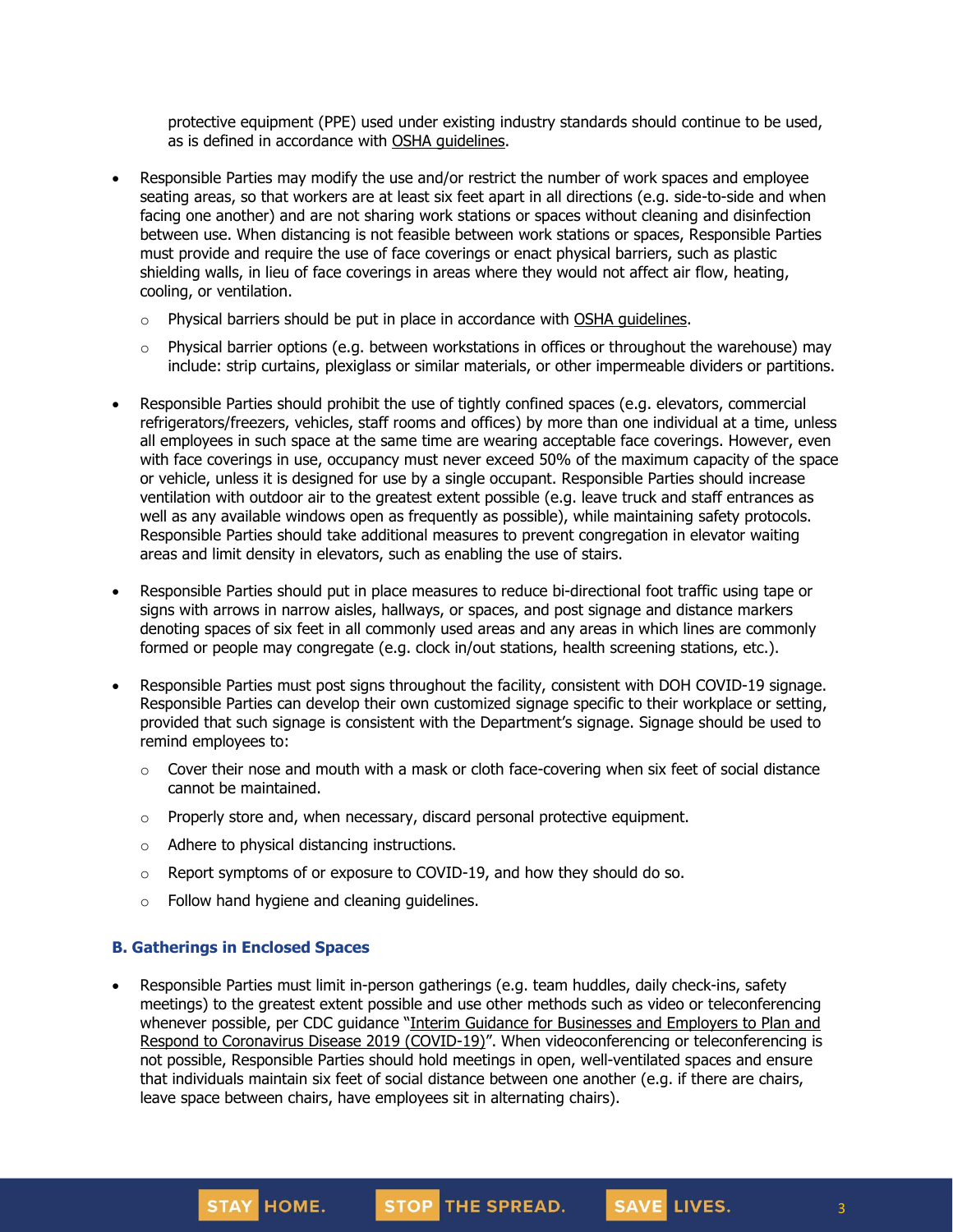protective equipment (PPE) used under existing industry standards should continue to be used, as is defined in accordance with OSHA guidelines.

- Responsible Parties may modify the use and/or restrict the number of work spaces and employee seating areas, so that workers are at least six feet apart in all directions (e.g. side-to-side and when facing one another) and are not sharing work stations or spaces without cleaning and disinfection between use. When distancing is not feasible between work stations or spaces, Responsible Parties must provide and require the use of face coverings or enact physical barriers, such as plastic shielding walls, in lieu of face coverings in areas where they would not affect air flow, heating, cooling, or ventilation.
  - Physical barriers should be put in place in accordance with OSHA guidelines.
  - Physical barrier options (e.g. between workstations in offices or throughout the warehouse) may include: strip curtains, plexiglass or similar materials, or other impermeable dividers or partitions.
- Responsible Parties should prohibit the use of tightly confined spaces (e.g. elevators, commercial refrigerators/freezers, vehicles, staff rooms and offices) by more than one individual at a time, unless all employees in such space at the same time are wearing acceptable face coverings. However, even with face coverings in use, occupancy must never exceed 50% of the maximum capacity of the space or vehicle, unless it is designed for use by a single occupant. Responsible Parties should increase ventilation with outdoor air to the greatest extent possible (e.g. leave truck and staff entrances as well as any available windows open as frequently as possible), while maintaining safety protocols. Responsible Parties should take additional measures to prevent congregation in elevator waiting areas and limit density in elevators, such as enabling the use of stairs.
- Responsible Parties should put in place measures to reduce bi-directional foot traffic using tape or signs with arrows in narrow aisles, hallways, or spaces, and post signage and distance markers denoting spaces of six feet in all commonly used areas and any areas in which lines are commonly formed or people may congregate (e.g. clock in/out stations, health screening stations, etc.).
- Responsible Parties must post signs throughout the facility, consistent with DOH COVID-19 signage. Responsible Parties can develop their own customized signage specific to their workplace or setting, provided that such signage is consistent with the Department's signage. Signage should be used to remind employees to:
  - Cover their nose and mouth with a mask or cloth face-covering when six feet of social distance cannot be maintained.
  - Properly store and, when necessary, discard personal protective equipment.
  - Adhere to physical distancing instructions.
  - Report symptoms of or exposure to COVID-19, and how they should do so.
  - Follow hand hygiene and cleaning guidelines.

### B. Gatherings in Enclosed Spaces

- Responsible Parties must limit in-person gatherings (e.g. team huddles, daily check-ins, safety meetings) to the greatest extent possible and use other methods such as video or teleconferencing whenever possible, per CDC guidance "Interim Guidance for Businesses and Employers to Plan and Respond to Coronavirus Disease 2019 (COVID-19)". When videoconferencing or teleconferencing is not possible, Responsible Parties should hold meetings in open, well-ventilated spaces and ensure that individuals maintain six feet of social distance between one another (e.g. if there are chairs, leave space between chairs, have employees sit in alternating chairs).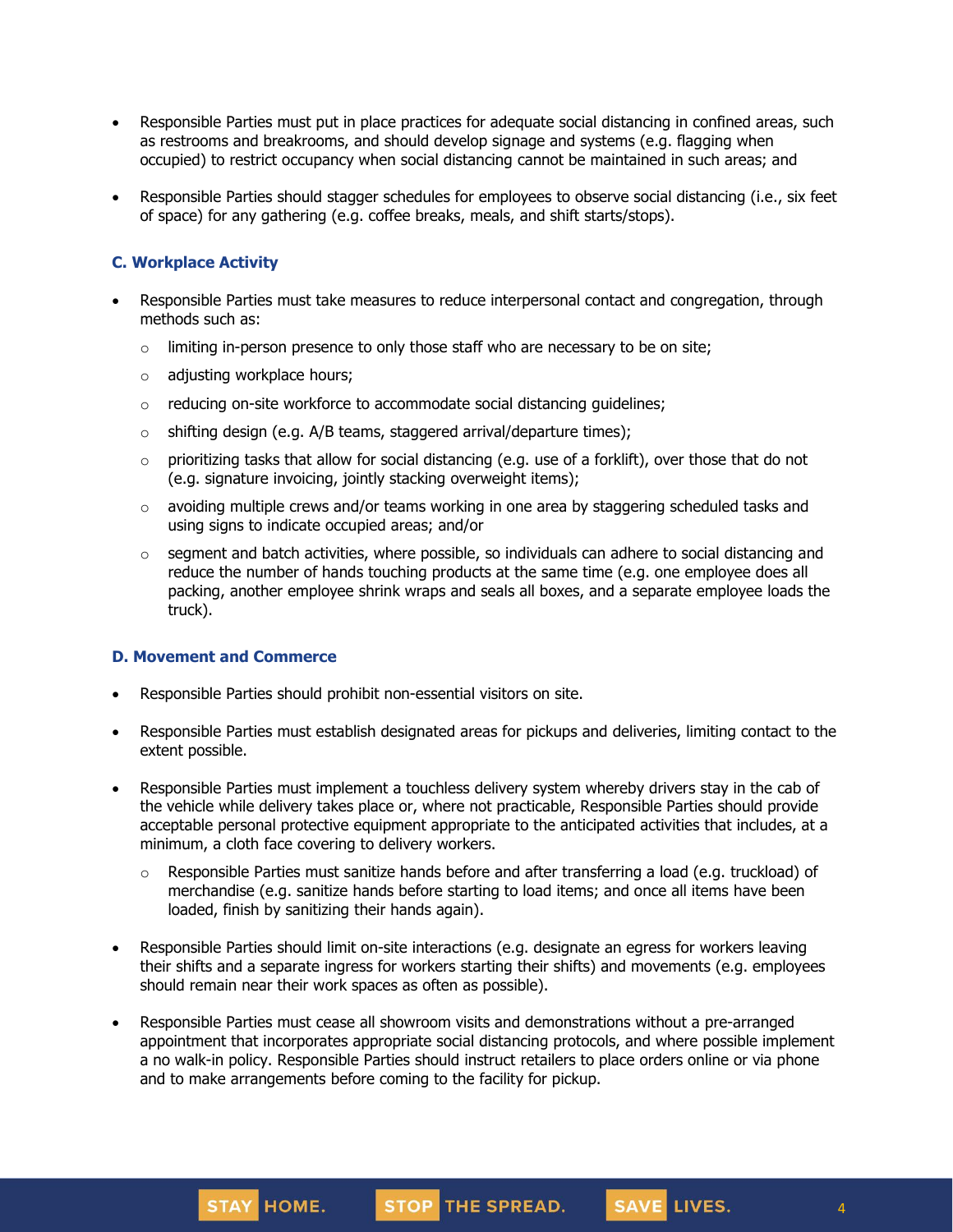- Responsible Parties must put in place practices for adequate social distancing in confined areas, such as restrooms and breakrooms, and should develop signage and systems (e.g. flagging when occupied) to restrict occupancy when social distancing cannot be maintained in such areas; and

- Responsible Parties should stagger schedules for employees to observe social distancing (i.e., six feet of space) for any gathering (e.g. coffee breaks, meals, and shift starts/stops).

### C. Workplace Activity

- Responsible Parties must take measures to reduce interpersonal contact and congregation, through methods such as:
  - limiting in-person presence to only those staff who are necessary to be on site;
  - adjusting workplace hours;
  - reducing on-site workforce to accommodate social distancing guidelines;
  - shifting design (e.g. A/B teams, staggered arrival/departure times);
  - prioritizing tasks that allow for social distancing (e.g. use of a forklift), over those that do not (e.g. signature invoicing, jointly stacking overweight items);
  - avoiding multiple crews and/or teams working in one area by staggering scheduled tasks and using signs to indicate occupied areas; and/or
  - segment and batch activities, where possible, so individuals can adhere to social distancing and reduce the number of hands touching products at the same time (e.g. one employee does all packing, another employee shrink wraps and seals all boxes, and a separate employee loads the truck).

### D. Movement and Commerce

- Responsible Parties should prohibit non-essential visitors on site.

- Responsible Parties must establish designated areas for pickups and deliveries, limiting contact to the extent possible.

- Responsible Parties must implement a touchless delivery system whereby drivers stay in the cab of the vehicle while delivery takes place or, where not practicable, Responsible Parties should provide acceptable personal protective equipment appropriate to the anticipated activities that includes, at a minimum, a cloth face covering to delivery workers.
  - Responsible Parties must sanitize hands before and after transferring a load (e.g. truckload) of merchandise (e.g. sanitize hands before starting to load items; and once all items have been loaded, finish by sanitizing their hands again).

- Responsible Parties should limit on-site interactions (e.g. designate an egress for workers leaving their shifts and a separate ingress for workers starting their shifts) and movements (e.g. employees should remain near their work spaces as often as possible).

- Responsible Parties must cease all showroom visits and demonstrations without a pre-arranged appointment that incorporates appropriate social distancing protocols, and where possible implement a no walk-in policy. Responsible Parties should instruct retailers to place orders online or via phone and to make arrangements before coming to the facility for pickup.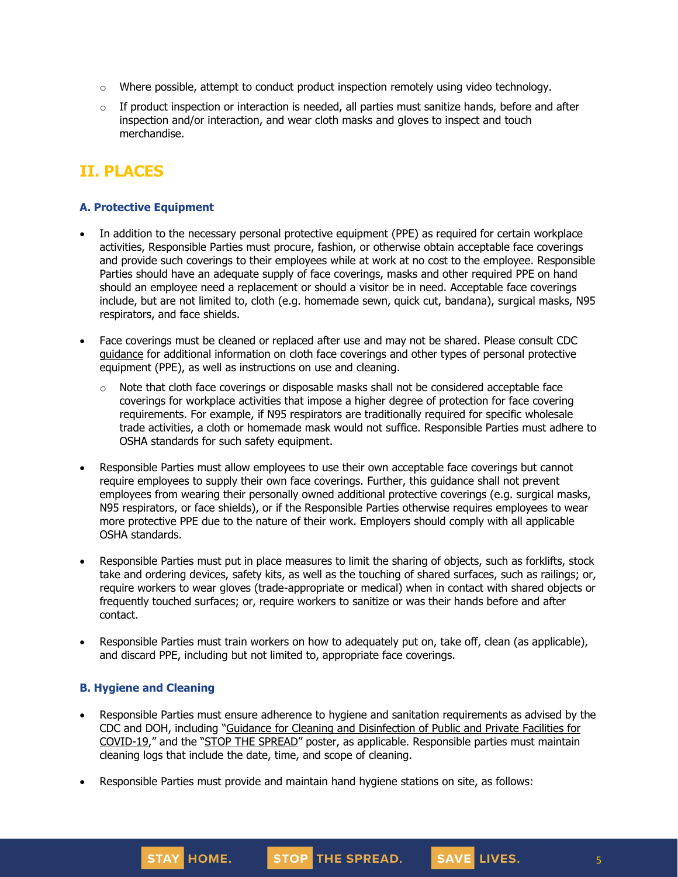- Where possible, attempt to conduct product inspection remotely using video technology.
- If product inspection or interaction is needed, all parties must sanitize hands, before and after inspection and/or interaction, and wear cloth masks and gloves to inspect and touch merchandise.

## II. PLACES

### A. Protective Equipment

- In addition to the necessary personal protective equipment (PPE) as required for certain workplace activities, Responsible Parties must procure, fashion, or otherwise obtain acceptable face coverings and provide such coverings to their employees while at work at no cost to the employee. Responsible Parties should have an adequate supply of face coverings, masks and other required PPE on hand should an employee need a replacement or should a visitor be in need. Acceptable face coverings include, but are not limited to, cloth (e.g. homemade sewn, quick cut, bandana), surgical masks, N95 respirators, and face shields.

- Face coverings must be cleaned or replaced after use and may not be shared. Please consult CDC guidance for additional information on cloth face coverings and other types of personal protective equipment (PPE), as well as instructions on use and cleaning.
  - Note that cloth face coverings or disposable masks shall not be considered acceptable face coverings for workplace activities that impose a higher degree of protection for face covering requirements. For example, if N95 respirators are traditionally required for specific wholesale trade activities, a cloth or homemade mask would not suffice. Responsible Parties must adhere to OSHA standards for such safety equipment.

- Responsible Parties must allow employees to use their own acceptable face coverings but cannot require employees to supply their own face coverings. Further, this guidance shall not prevent employees from wearing their personally owned additional protective coverings (e.g. surgical masks, N95 respirators, or face shields), or if the Responsible Parties otherwise requires employees to wear more protective PPE due to the nature of their work. Employers should comply with all applicable OSHA standards.

- Responsible Parties must put in place measures to limit the sharing of objects, such as forklifts, stock take and ordering devices, safety kits, as well as the touching of shared surfaces, such as railings; or, require workers to wear gloves (trade-appropriate or medical) when in contact with shared objects or frequently touched surfaces; or, require workers to sanitize or was their hands before and after contact.

- Responsible Parties must train workers on how to adequately put on, take off, clean (as applicable), and discard PPE, including but not limited to, appropriate face coverings.

### B. Hygiene and Cleaning

- Responsible Parties must ensure adherence to hygiene and sanitation requirements as advised by the CDC and DOH, including "Guidance for Cleaning and Disinfection of Public and Private Facilities for COVID-19," and the "STOP THE SPREAD" poster, as applicable. Responsible parties must maintain cleaning logs that include the date, time, and scope of cleaning.

- Responsible Parties must provide and maintain hand hygiene stations on site, as follows: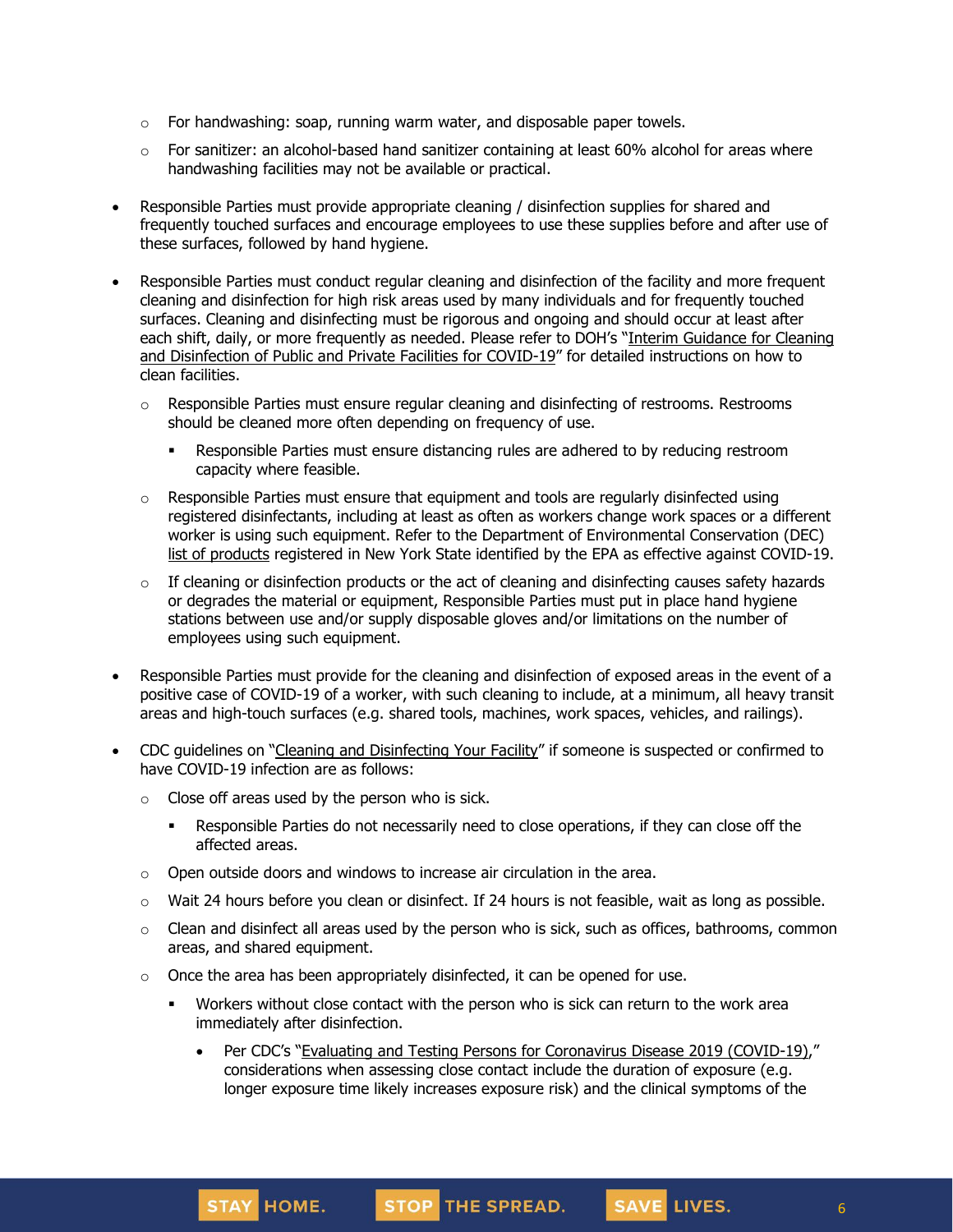- For handwashing: soap, running warm water, and disposable paper towels.
- For sanitizer: an alcohol-based hand sanitizer containing at least 60% alcohol for areas where handwashing facilities may not be available or practical.

- Responsible Parties must provide appropriate cleaning / disinfection supplies for shared and frequently touched surfaces and encourage employees to use these supplies before and after use of these surfaces, followed by hand hygiene.

- Responsible Parties must conduct regular cleaning and disinfection of the facility and more frequent cleaning and disinfection for high risk areas used by many individuals and for frequently touched surfaces. Cleaning and disinfecting must be rigorous and ongoing and should occur at least after each shift, daily, or more frequently as needed. Please refer to DOH's "Interim Guidance for Cleaning and Disinfection of Public and Private Facilities for COVID-19" for detailed instructions on how to clean facilities.
  - Responsible Parties must ensure regular cleaning and disinfecting of restrooms. Restrooms should be cleaned more often depending on frequency of use.
    - Responsible Parties must ensure distancing rules are adhered to by reducing restroom capacity where feasible.
  - Responsible Parties must ensure that equipment and tools are regularly disinfected using registered disinfectants, including at least as often as workers change work spaces or a different worker is using such equipment. Refer to the Department of Environmental Conservation (DEC) list of products registered in New York State identified by the EPA as effective against COVID-19.
  - If cleaning or disinfection products or the act of cleaning and disinfecting causes safety hazards or degrades the material or equipment, Responsible Parties must put in place hand hygiene stations between use and/or supply disposable gloves and/or limitations on the number of employees using such equipment.

- Responsible Parties must provide for the cleaning and disinfection of exposed areas in the event of a positive case of COVID-19 of a worker, with such cleaning to include, at a minimum, all heavy transit areas and high-touch surfaces (e.g. shared tools, machines, work spaces, vehicles, and railings).

- CDC guidelines on "Cleaning and Disinfecting Your Facility" if someone is suspected or confirmed to have COVID-19 infection are as follows:
  - Close off areas used by the person who is sick.
    - Responsible Parties do not necessarily need to close operations, if they can close off the affected areas.
  - Open outside doors and windows to increase air circulation in the area.
  - Wait 24 hours before you clean or disinfect. If 24 hours is not feasible, wait as long as possible.
  - Clean and disinfect all areas used by the person who is sick, such as offices, bathrooms, common areas, and shared equipment.
  - Once the area has been appropriately disinfected, it can be opened for use.
    - Workers without close contact with the person who is sick can return to the work area immediately after disinfection.
      - Per CDC's "Evaluating and Testing Persons for Coronavirus Disease 2019 (COVID-19)," considerations when assessing close contact include the duration of exposure (e.g. longer exposure time likely increases exposure risk) and the clinical symptoms of the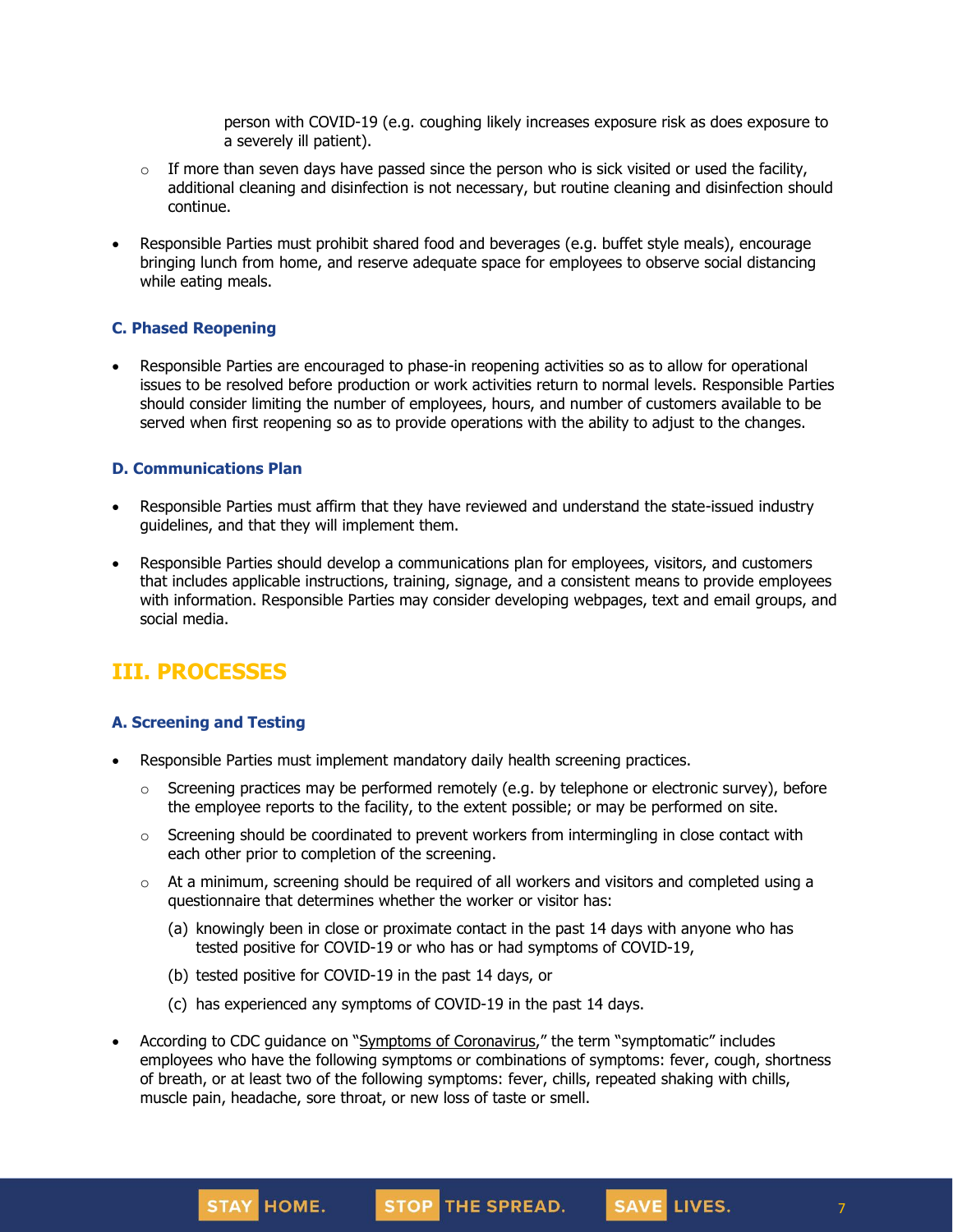person with COVID-19 (e.g. coughing likely increases exposure risk as does exposure to a severely ill patient).

- If more than seven days have passed since the person who is sick visited or used the facility, additional cleaning and disinfection is not necessary, but routine cleaning and disinfection should continue.

- Responsible Parties must prohibit shared food and beverages (e.g. buffet style meals), encourage bringing lunch from home, and reserve adequate space for employees to observe social distancing while eating meals.

### C. Phased Reopening

- Responsible Parties are encouraged to phase-in reopening activities so as to allow for operational issues to be resolved before production or work activities return to normal levels. Responsible Parties should consider limiting the number of employees, hours, and number of customers available to be served when first reopening so as to provide operations with the ability to adjust to the changes.

### D. Communications Plan

- Responsible Parties must affirm that they have reviewed and understand the state-issued industry guidelines, and that they will implement them.
- Responsible Parties should develop a communications plan for employees, visitors, and customers that includes applicable instructions, training, signage, and a consistent means to provide employees with information. Responsible Parties may consider developing webpages, text and email groups, and social media.

## III. PROCESSES

### A. Screening and Testing

- Responsible Parties must implement mandatory daily health screening practices.
  - Screening practices may be performed remotely (e.g. by telephone or electronic survey), before the employee reports to the facility, to the extent possible; or may be performed on site.
  - Screening should be coordinated to prevent workers from intermingling in close contact with each other prior to completion of the screening.
  - At a minimum, screening should be required of all workers and visitors and completed using a questionnaire that determines whether the worker or visitor has:
    - (a) knowingly been in close or proximate contact in the past 14 days with anyone who has tested positive for COVID-19 or who has or had symptoms of COVID-19,
    - (b) tested positive for COVID-19 in the past 14 days, or
    - (c) has experienced any symptoms of COVID-19 in the past 14 days.
- According to CDC guidance on "Symptoms of Coronavirus," the term "symptomatic" includes employees who have the following symptoms or combinations of symptoms: fever, cough, shortness of breath, or at least two of the following symptoms: fever, chills, repeated shaking with chills, muscle pain, headache, sore throat, or new loss of taste or smell.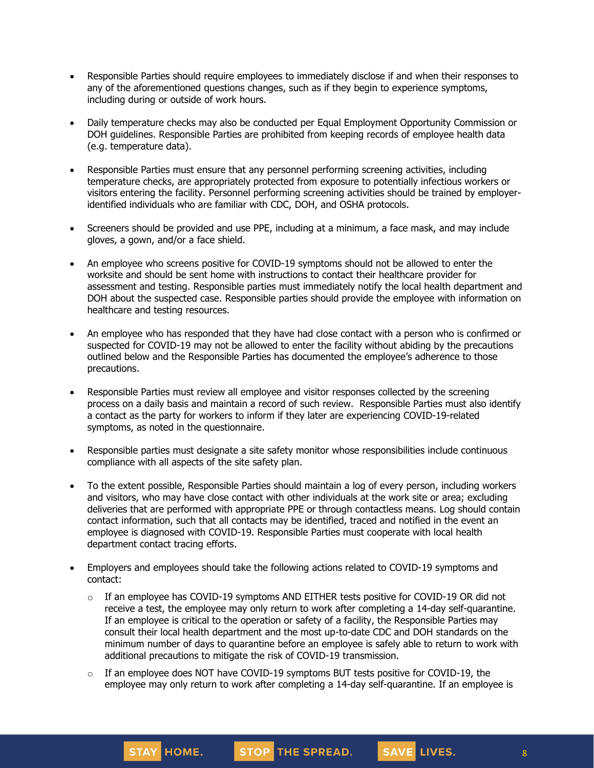- Responsible Parties should require employees to immediately disclose if and when their responses to any of the aforementioned questions changes, such as if they begin to experience symptoms, including during or outside of work hours.

- Daily temperature checks may also be conducted per Equal Employment Opportunity Commission or DOH guidelines. Responsible Parties are prohibited from keeping records of employee health data (e.g. temperature data).

- Responsible Parties must ensure that any personnel performing screening activities, including temperature checks, are appropriately protected from exposure to potentially infectious workers or visitors entering the facility. Personnel performing screening activities should be trained by employer-identified individuals who are familiar with CDC, DOH, and OSHA protocols.

- Screeners should be provided and use PPE, including at a minimum, a face mask, and may include gloves, a gown, and/or a face shield.

- An employee who screens positive for COVID-19 symptoms should not be allowed to enter the worksite and should be sent home with instructions to contact their healthcare provider for assessment and testing. Responsible parties must immediately notify the local health department and DOH about the suspected case. Responsible parties should provide the employee with information on healthcare and testing resources.

- An employee who has responded that they have had close contact with a person who is confirmed or suspected for COVID-19 may not be allowed to enter the facility without abiding by the precautions outlined below and the Responsible Parties has documented the employee's adherence to those precautions.

- Responsible Parties must review all employee and visitor responses collected by the screening process on a daily basis and maintain a record of such review. Responsible Parties must also identify a contact as the party for workers to inform if they later are experiencing COVID-19-related symptoms, as noted in the questionnaire.

- Responsible parties must designate a site safety monitor whose responsibilities include continuous compliance with all aspects of the site safety plan.

- To the extent possible, Responsible Parties should maintain a log of every person, including workers and visitors, who may have close contact with other individuals at the work site or area; excluding deliveries that are performed with appropriate PPE or through contactless means. Log should contain contact information, such that all contacts may be identified, traced and notified in the event an employee is diagnosed with COVID-19. Responsible Parties must cooperate with local health department contact tracing efforts.

- Employers and employees should take the following actions related to COVID-19 symptoms and contact:
  - If an employee has COVID-19 symptoms AND EITHER tests positive for COVID-19 OR did not receive a test, the employee may only return to work after completing a 14-day self-quarantine. If an employee is critical to the operation or safety of a facility, the Responsible Parties may consult their local health department and the most up-to-date CDC and DOH standards on the minimum number of days to quarantine before an employee is safely able to return to work with additional precautions to mitigate the risk of COVID-19 transmission.
  - If an employee does NOT have COVID-19 symptoms BUT tests positive for COVID-19, the employee may only return to work after completing a 14-day self-quarantine. If an employee is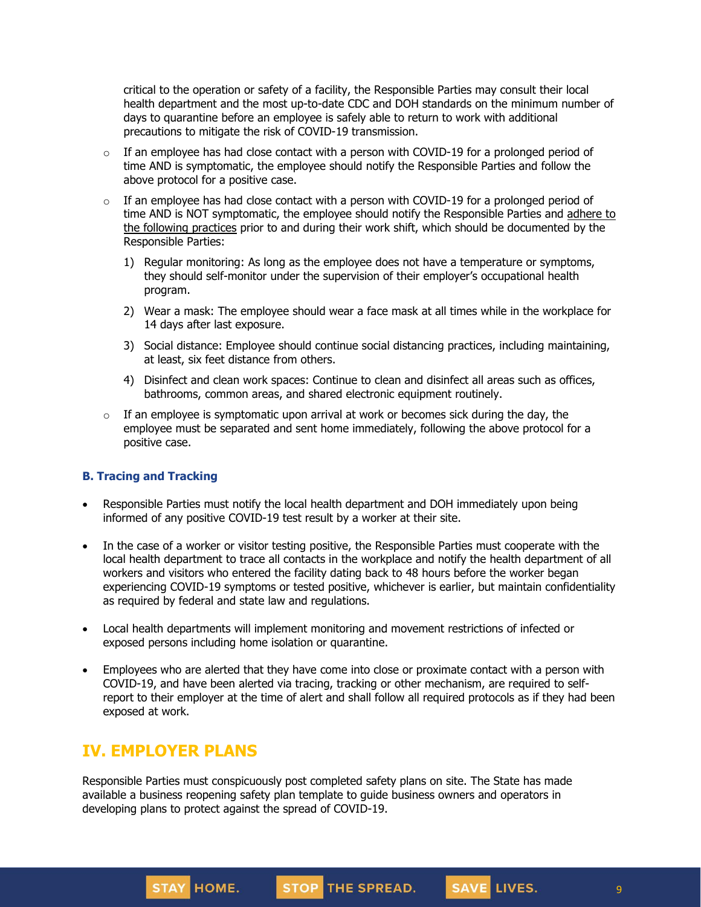critical to the operation or safety of a facility, the Responsible Parties may consult their local health department and the most up-to-date CDC and DOH standards on the minimum number of days to quarantine before an employee is safely able to return to work with additional precautions to mitigate the risk of COVID-19 transmission.

- If an employee has had close contact with a person with COVID-19 for a prolonged period of time AND is symptomatic, the employee should notify the Responsible Parties and follow the above protocol for a positive case.
- If an employee has had close contact with a person with COVID-19 for a prolonged period of time AND is NOT symptomatic, the employee should notify the Responsible Parties and adhere to the following practices prior to and during their work shift, which should be documented by the Responsible Parties:
  1) Regular monitoring: As long as the employee does not have a temperature or symptoms, they should self-monitor under the supervision of their employer's occupational health program.
  2) Wear a mask: The employee should wear a face mask at all times while in the workplace for 14 days after last exposure.
  3) Social distance: Employee should continue social distancing practices, including maintaining, at least, six feet distance from others.
  4) Disinfect and clean work spaces: Continue to clean and disinfect all areas such as offices, bathrooms, common areas, and shared electronic equipment routinely.
- If an employee is symptomatic upon arrival at work or becomes sick during the day, the employee must be separated and sent home immediately, following the above protocol for a positive case.

### B. Tracing and Tracking

- Responsible Parties must notify the local health department and DOH immediately upon being informed of any positive COVID-19 test result by a worker at their site.
- In the case of a worker or visitor testing positive, the Responsible Parties must cooperate with the local health department to trace all contacts in the workplace and notify the health department of all workers and visitors who entered the facility dating back to 48 hours before the worker began experiencing COVID-19 symptoms or tested positive, whichever is earlier, but maintain confidentiality as required by federal and state law and regulations.
- Local health departments will implement monitoring and movement restrictions of infected or exposed persons including home isolation or quarantine.
- Employees who are alerted that they have come into close or proximate contact with a person with COVID-19, and have been alerted via tracing, tracking or other mechanism, are required to self-report to their employer at the time of alert and shall follow all required protocols as if they had been exposed at work.

## IV. EMPLOYER PLANS

Responsible Parties must conspicuously post completed safety plans on site. The State has made available a business reopening safety plan template to guide business owners and operators in developing plans to protect against the spread of COVID-19.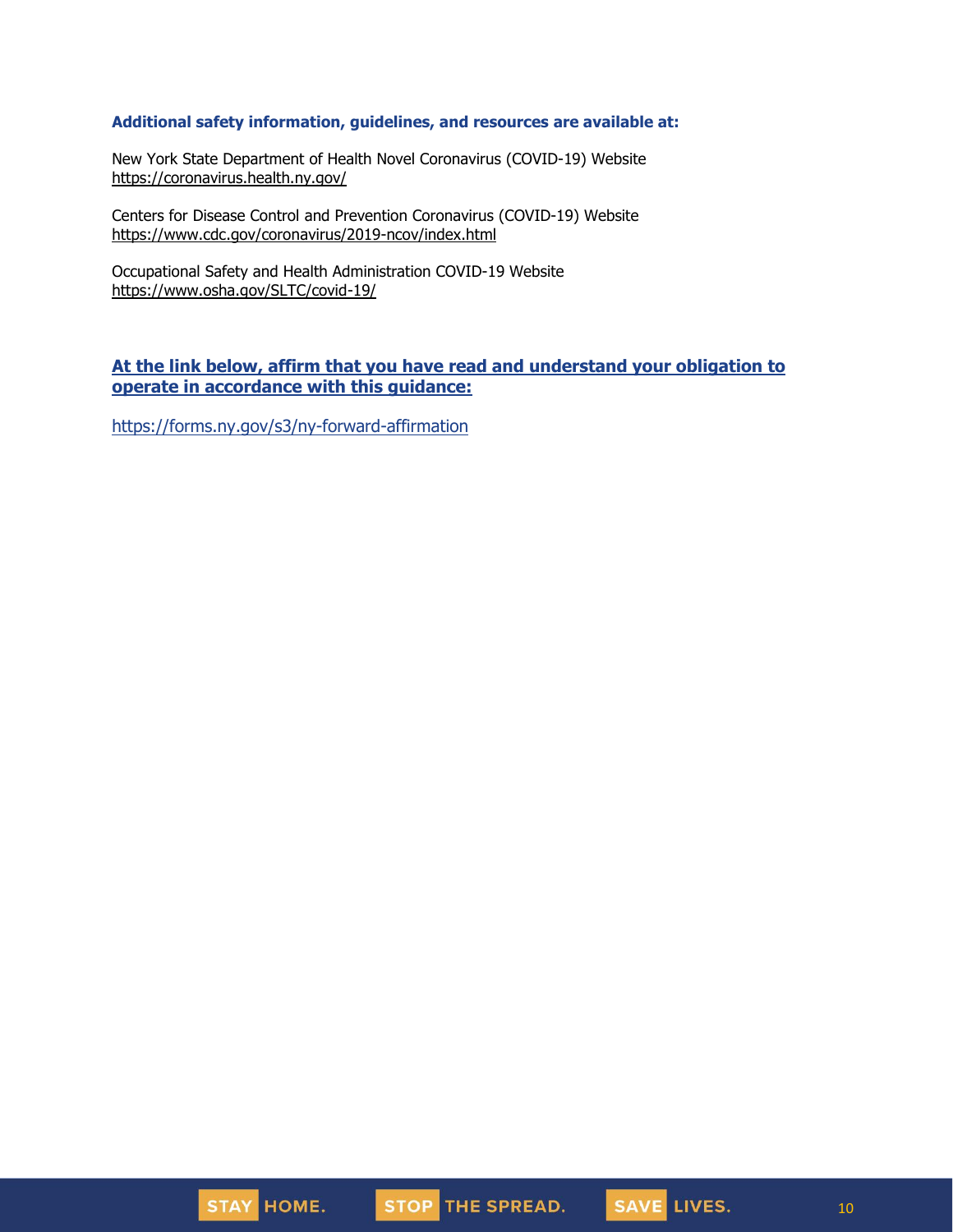**Additional safety information, guidelines, and resources are available at:**

New York State Department of Health Novel Coronavirus (COVID-19) Website
https://coronavirus.health.ny.gov/

Centers for Disease Control and Prevention Coronavirus (COVID-19) Website
https://www.cdc.gov/coronavirus/2019-ncov/index.html

Occupational Safety and Health Administration COVID-19 Website
https://www.osha.gov/SLTC/covid-19/

**At the link below, affirm that you have read and understand your obligation to operate in accordance with this guidance:**

https://forms.ny.gov/s3/ny-forward-affirmation